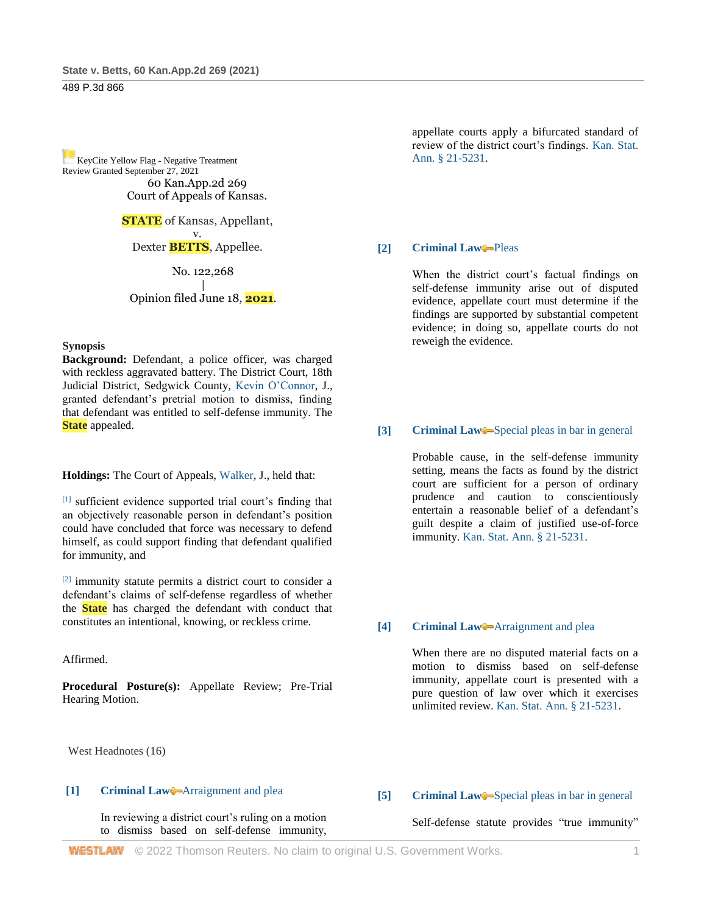KeyCite Yellow Flag - Negative Treatment
Review Granted September 27, 2021

60 Kan.App.2d 269
Court of Appeals of Kansas.

STATE of Kansas, Appellant,
v.
Dexter BETTS, Appellee.

No. 122,268
|
Opinion filed June 18, 2021.

**Synopsis**

**Background:** Defendant, a police officer, was charged with reckless aggravated battery. The District Court, 18th Judicial District, Sedgwick County, Kevin O'Connor, J., granted defendant's pretrial motion to dismiss, finding that defendant was entitled to self-defense immunity. The State appealed.

**Holdings:** The Court of Appeals, Walker, J., held that:

[1] sufficient evidence supported trial court's finding that an objectively reasonable person in defendant's position could have concluded that force was necessary to defend himself, as could support finding that defendant qualified for immunity, and

[2] immunity statute permits a district court to consider a defendant's claims of self-defense regardless of whether the State has charged the defendant with conduct that constitutes an intentional, knowing, or reckless crime.

Affirmed.

**Procedural Posture(s):** Appellate Review; Pre-Trial Hearing Motion.

West Headnotes (16)

**[1] Criminal Law** Arraignment and plea

In reviewing a district court's ruling on a motion to dismiss based on self-defense immunity, appellate courts apply a bifurcated standard of review of the district court's findings. Kan. Stat. Ann. § 21-5231.

**[2] Criminal Law** Pleas

When the district court's factual findings on self-defense immunity arise out of disputed evidence, appellate court must determine if the findings are supported by substantial competent evidence; in doing so, appellate courts do not reweigh the evidence.

**[3] Criminal Law** Special pleas in bar in general

Probable cause, in the self-defense immunity setting, means the facts as found by the district court are sufficient for a person of ordinary prudence and caution to conscientiously entertain a reasonable belief of a defendant's guilt despite a claim of justified use-of-force immunity. Kan. Stat. Ann. § 21-5231.

**[4] Criminal Law** Arraignment and plea

When there are no disputed material facts on a motion to dismiss based on self-defense immunity, appellate court is presented with a pure question of law over which it exercises unlimited review. Kan. Stat. Ann. § 21-5231.

**[5] Criminal Law** Special pleas in bar in general

Self-defense statute provides "true immunity"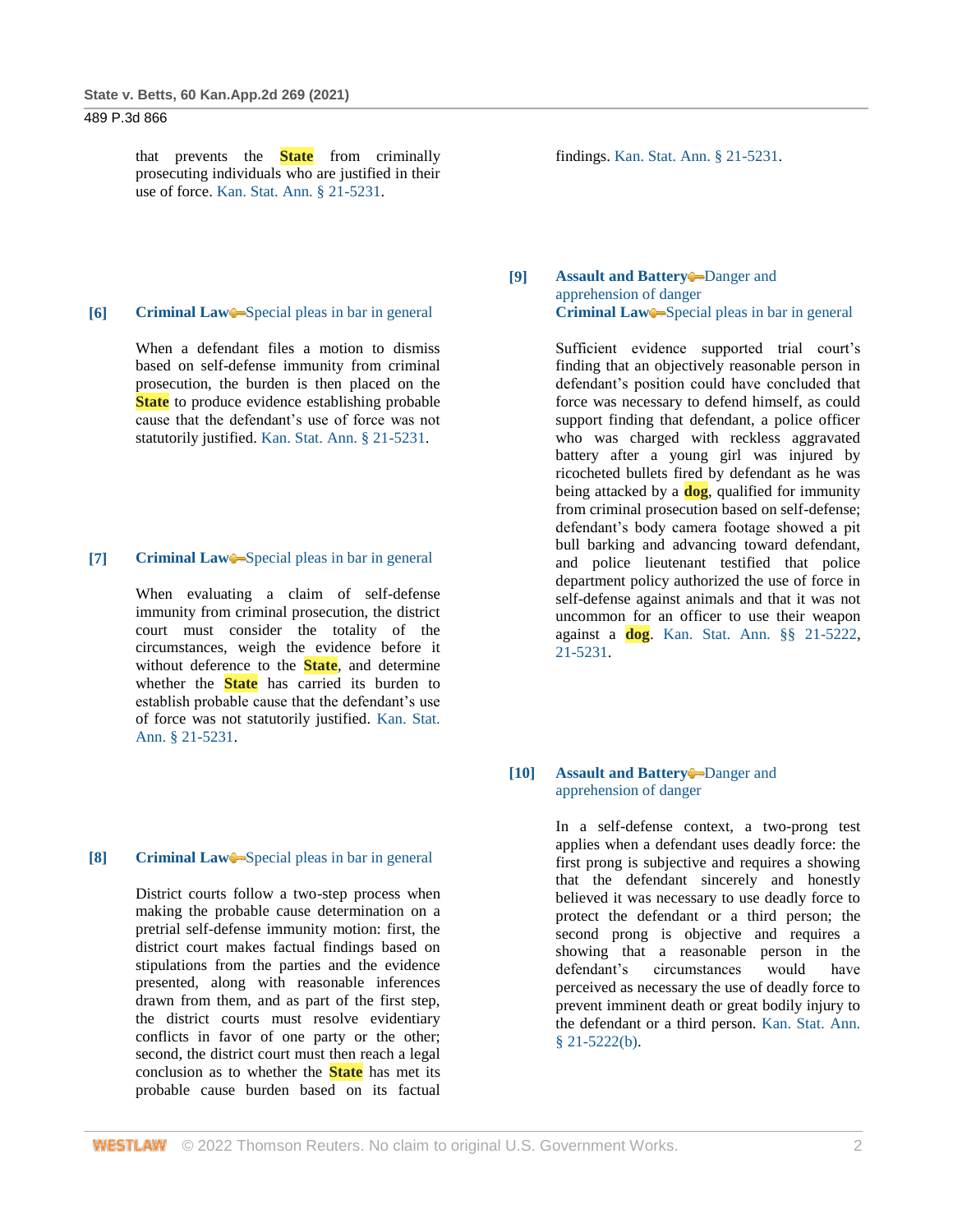that prevents the State from criminally prosecuting individuals who are justified in their use of force. Kan. Stat. Ann. § 21-5231.

**[6]** **Criminal Law**—Special pleas in bar in general

When a defendant files a motion to dismiss based on self-defense immunity from criminal prosecution, the burden is then placed on the State to produce evidence establishing probable cause that the defendant's use of force was not statutorily justified. Kan. Stat. Ann. § 21-5231.

**[7]** **Criminal Law**—Special pleas in bar in general

When evaluating a claim of self-defense immunity from criminal prosecution, the district court must consider the totality of the circumstances, weigh the evidence before it without deference to the State, and determine whether the State has carried its burden to establish probable cause that the defendant's use of force was not statutorily justified. Kan. Stat. Ann. § 21-5231.

**[8]** **Criminal Law**—Special pleas in bar in general

District courts follow a two-step process when making the probable cause determination on a pretrial self-defense immunity motion: first, the district court makes factual findings based on stipulations from the parties and the evidence presented, along with reasonable inferences drawn from them, and as part of the first step, the district courts must resolve evidentiary conflicts in favor of one party or the other; second, the district court must then reach a legal conclusion as to whether the State has met its probable cause burden based on its factual findings. Kan. Stat. Ann. § 21-5231.

**[9]** **Assault and Battery**—Danger and apprehension of danger
**Criminal Law**—Special pleas in bar in general

Sufficient evidence supported trial court's finding that an objectively reasonable person in defendant's position could have concluded that force was necessary to defend himself, as could support finding that defendant, a police officer who was charged with reckless aggravated battery after a young girl was injured by ricocheted bullets fired by defendant as he was being attacked by a dog, qualified for immunity from criminal prosecution based on self-defense; defendant's body camera footage showed a pit bull barking and advancing toward defendant, and police lieutenant testified that police department policy authorized the use of force in self-defense against animals and that it was not uncommon for an officer to use their weapon against a dog. Kan. Stat. Ann. §§ 21-5222, 21-5231.

**[10]** **Assault and Battery**—Danger and apprehension of danger

In a self-defense context, a two-prong test applies when a defendant uses deadly force: the first prong is subjective and requires a showing that the defendant sincerely and honestly believed it was necessary to use deadly force to protect the defendant or a third person; the second prong is objective and requires a showing that a reasonable person in the defendant's circumstances would have perceived as necessary the use of deadly force to prevent imminent death or great bodily injury to the defendant or a third person. Kan. Stat. Ann. § 21-5222(b).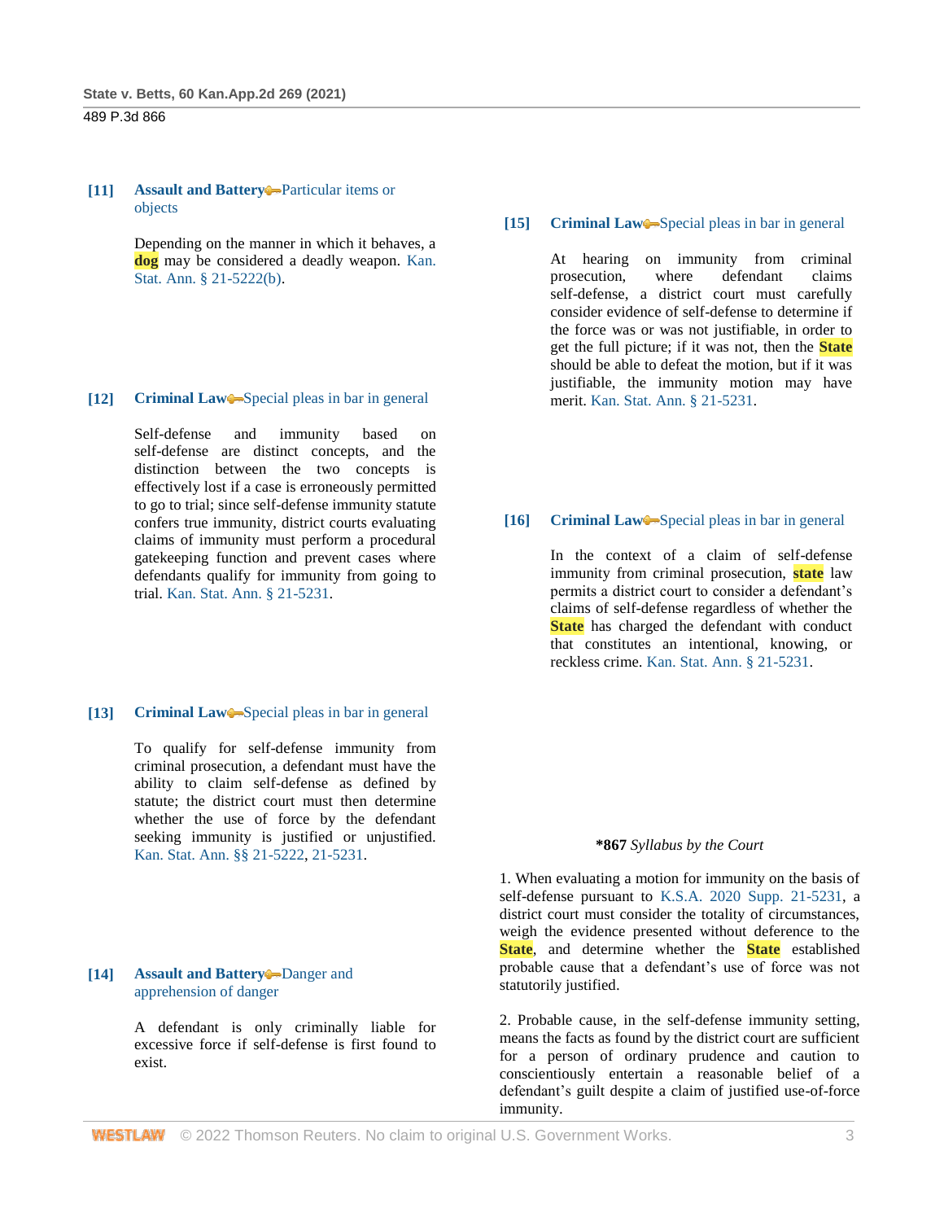**[11] Assault and Battery** Particular items or objects

Depending on the manner in which it behaves, a **dog** may be considered a deadly weapon. Kan. Stat. Ann. § 21-5222(b).

**[12] Criminal Law** Special pleas in bar in general

Self-defense and immunity based on self-defense are distinct concepts, and the distinction between the two concepts is effectively lost if a case is erroneously permitted to go to trial; since self-defense immunity statute confers true immunity, district courts evaluating claims of immunity must perform a procedural gatekeeping function and prevent cases where defendants qualify for immunity from going to trial. Kan. Stat. Ann. § 21-5231.

**[13] Criminal Law** Special pleas in bar in general

To qualify for self-defense immunity from criminal prosecution, a defendant must have the ability to claim self-defense as defined by statute; the district court must then determine whether the use of force by the defendant seeking immunity is justified or unjustified. Kan. Stat. Ann. §§ 21-5222, 21-5231.

**[14] Assault and Battery** Danger and apprehension of danger

A defendant is only criminally liable for excessive force if self-defense is first found to exist.

**[15] Criminal Law** Special pleas in bar in general

At hearing on immunity from criminal prosecution, where defendant claims self-defense, a district court must carefully consider evidence of self-defense to determine if the force was or was not justifiable, in order to get the full picture; if it was not, then the **State** should be able to defeat the motion, but if it was justifiable, the immunity motion may have merit. Kan. Stat. Ann. § 21-5231.

**[16] Criminal Law** Special pleas in bar in general

In the context of a claim of self-defense immunity from criminal prosecution, **state** law permits a district court to consider a defendant's claims of self-defense regardless of whether the **State** has charged the defendant with conduct that constitutes an intentional, knowing, or reckless crime. Kan. Stat. Ann. § 21-5231.

**\*867** *Syllabus by the Court*

1. When evaluating a motion for immunity on the basis of self-defense pursuant to K.S.A. 2020 Supp. 21-5231, a district court must consider the totality of circumstances, weigh the evidence presented without deference to the **State**, and determine whether the **State** established probable cause that a defendant's use of force was not statutorily justified.

2. Probable cause, in the self-defense immunity setting, means the facts as found by the district court are sufficient for a person of ordinary prudence and caution to conscientiously entertain a reasonable belief of a defendant's guilt despite a claim of justified use-of-force immunity.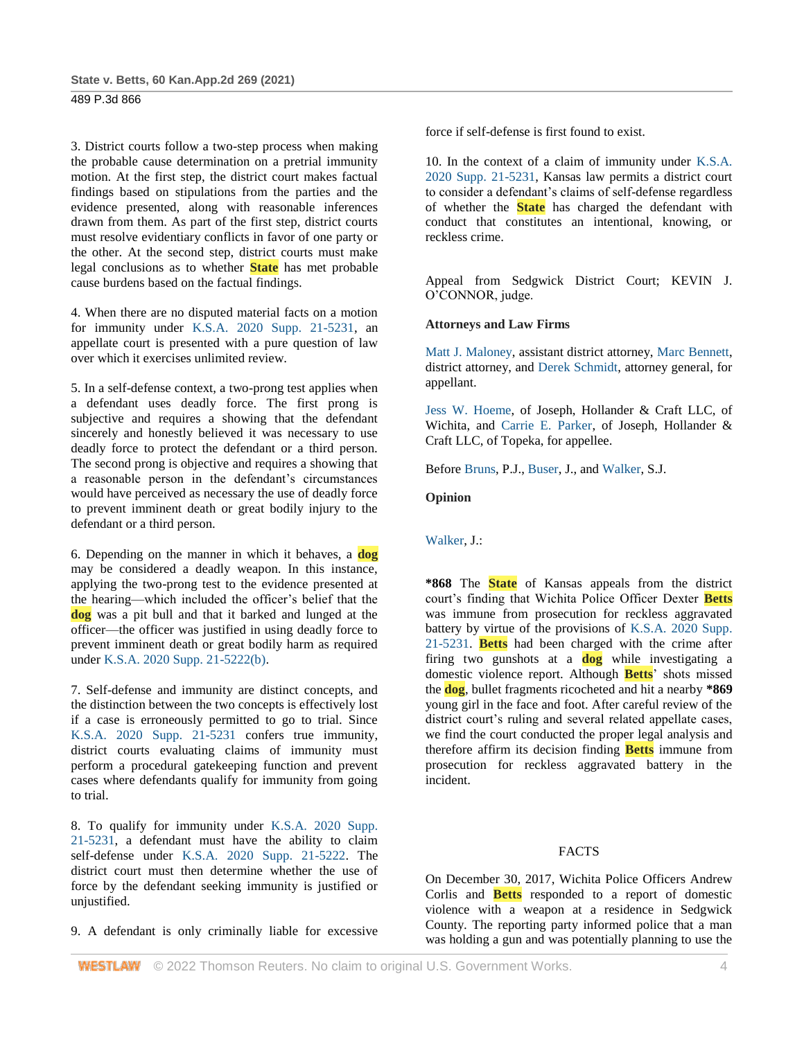3. District courts follow a two-step process when making the probable cause determination on a pretrial immunity motion. At the first step, the district court makes factual findings based on stipulations from the parties and the evidence presented, along with reasonable inferences drawn from them. As part of the first step, district courts must resolve evidentiary conflicts in favor of one party or the other. At the second step, district courts must make legal conclusions as to whether State has met probable cause burdens based on the factual findings.

4. When there are no disputed material facts on a motion for immunity under K.S.A. 2020 Supp. 21-5231, an appellate court is presented with a pure question of law over which it exercises unlimited review.

5. In a self-defense context, a two-prong test applies when a defendant uses deadly force. The first prong is subjective and requires a showing that the defendant sincerely and honestly believed it was necessary to use deadly force to protect the defendant or a third person. The second prong is objective and requires a showing that a reasonable person in the defendant's circumstances would have perceived as necessary the use of deadly force to prevent imminent death or great bodily injury to the defendant or a third person.

6. Depending on the manner in which it behaves, a dog may be considered a deadly weapon. In this instance, applying the two-prong test to the evidence presented at the hearing—which included the officer's belief that the dog was a pit bull and that it barked and lunged at the officer—the officer was justified in using deadly force to prevent imminent death or great bodily harm as required under K.S.A. 2020 Supp. 21-5222(b).

7. Self-defense and immunity are distinct concepts, and the distinction between the two concepts is effectively lost if a case is erroneously permitted to go to trial. Since K.S.A. 2020 Supp. 21-5231 confers true immunity, district courts evaluating claims of immunity must perform a procedural gatekeeping function and prevent cases where defendants qualify for immunity from going to trial.

8. To qualify for immunity under K.S.A. 2020 Supp. 21-5231, a defendant must have the ability to claim self-defense under K.S.A. 2020 Supp. 21-5222. The district court must then determine whether the use of force by the defendant seeking immunity is justified or unjustified.

9. A defendant is only criminally liable for excessive force if self-defense is first found to exist.

10. In the context of a claim of immunity under K.S.A. 2020 Supp. 21-5231, Kansas law permits a district court to consider a defendant's claims of self-defense regardless of whether the State has charged the defendant with conduct that constitutes an intentional, knowing, or reckless crime.

Appeal from Sedgwick District Court; KEVIN J. O'CONNOR, judge.

**Attorneys and Law Firms**

Matt J. Maloney, assistant district attorney, Marc Bennett, district attorney, and Derek Schmidt, attorney general, for appellant.

Jess W. Hoeme, of Joseph, Hollander & Craft LLC, of Wichita, and Carrie E. Parker, of Joseph, Hollander & Craft LLC, of Topeka, for appellee.

Before Bruns, P.J., Buser, J., and Walker, S.J.

**Opinion**

Walker, J.:

**\*868** The State of Kansas appeals from the district court's finding that Wichita Police Officer Dexter Betts was immune from prosecution for reckless aggravated battery by virtue of the provisions of K.S.A. 2020 Supp. 21-5231. Betts had been charged with the crime after firing two gunshots at a dog while investigating a domestic violence report. Although Betts' shots missed the dog, bullet fragments ricocheted and hit a nearby **\*869** young girl in the face and foot. After careful review of the district court's ruling and several related appellate cases, we find the court conducted the proper legal analysis and therefore affirm its decision finding Betts immune from prosecution for reckless aggravated battery in the incident.

## FACTS

On December 30, 2017, Wichita Police Officers Andrew Corlis and Betts responded to a report of domestic violence with a weapon at a residence in Sedgwick County. The reporting party informed police that a man was holding a gun and was potentially planning to use the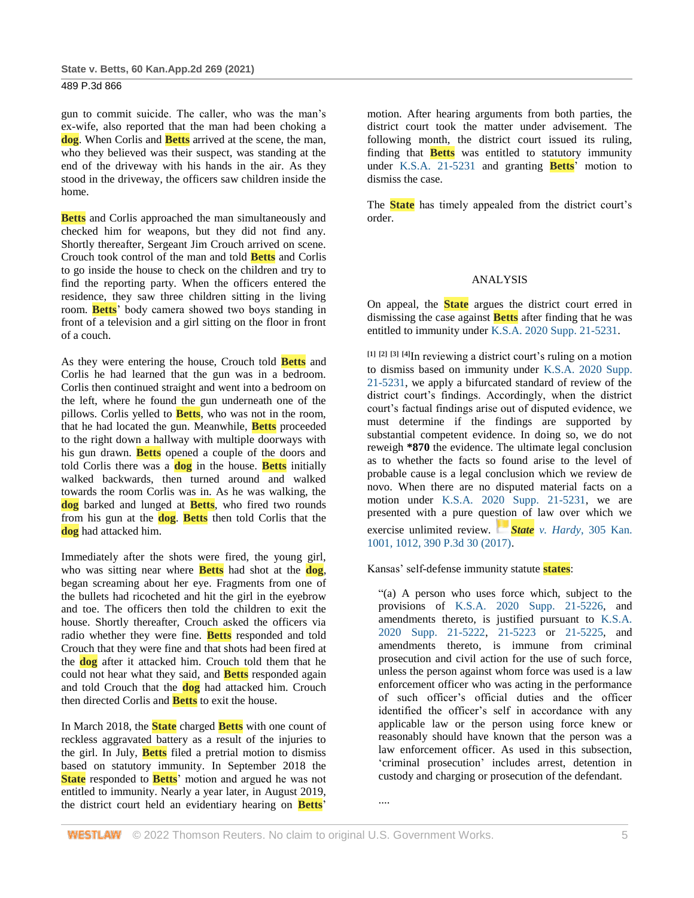gun to commit suicide. The caller, who was the man's ex-wife, also reported that the man had been choking a dog. When Corlis and Betts arrived at the scene, the man, who they believed was their suspect, was standing at the end of the driveway with his hands in the air. As they stood in the driveway, the officers saw children inside the home.

Betts and Corlis approached the man simultaneously and checked him for weapons, but they did not find any. Shortly thereafter, Sergeant Jim Crouch arrived on scene. Crouch took control of the man and told Betts and Corlis to go inside the house to check on the children and try to find the reporting party. When the officers entered the residence, they saw three children sitting in the living room. Betts' body camera showed two boys standing in front of a television and a girl sitting on the floor in front of a couch.

As they were entering the house, Crouch told Betts and Corlis he had learned that the gun was in a bedroom. Corlis then continued straight and went into a bedroom on the left, where he found the gun underneath one of the pillows. Corlis yelled to Betts, who was not in the room, that he had located the gun. Meanwhile, Betts proceeded to the right down a hallway with multiple doorways with his gun drawn. Betts opened a couple of the doors and told Corlis there was a dog in the house. Betts initially walked backwards, then turned around and walked towards the room Corlis was in. As he was walking, the dog barked and lunged at Betts, who fired two rounds from his gun at the dog. Betts then told Corlis that the dog had attacked him.

Immediately after the shots were fired, the young girl, who was sitting near where Betts had shot at the dog, began screaming about her eye. Fragments from one of the bullets had ricocheted and hit the girl in the eyebrow and toe. The officers then told the children to exit the house. Shortly thereafter, Crouch asked the officers via radio whether they were fine. Betts responded and told Crouch that they were fine and that shots had been fired at the dog after it attacked him. Crouch told them that he could not hear what they said, and Betts responded again and told Crouch that the dog had attacked him. Crouch then directed Corlis and Betts to exit the house.

In March 2018, the State charged Betts with one count of reckless aggravated battery as a result of the injuries to the girl. In July, Betts filed a pretrial motion to dismiss based on statutory immunity. In September 2018 the State responded to Betts' motion and argued he was not entitled to immunity. Nearly a year later, in August 2019, the district court held an evidentiary hearing on Betts' motion. After hearing arguments from both parties, the district court took the matter under advisement. The following month, the district court issued its ruling, finding that Betts was entitled to statutory immunity under K.S.A. 21-5231 and granting Betts' motion to dismiss the case.

The State has timely appealed from the district court's order.

## ANALYSIS

On appeal, the State argues the district court erred in dismissing the case against Betts after finding that he was entitled to immunity under K.S.A. 2020 Supp. 21-5231.

[1] [2] [3] [4]In reviewing a district court's ruling on a motion to dismiss based on immunity under K.S.A. 2020 Supp. 21-5231, we apply a bifurcated standard of review of the district court's findings. Accordingly, when the district court's factual findings arise out of disputed evidence, we must determine if the findings are supported by substantial competent evidence. In doing so, we do not reweigh **\*870** the evidence. The ultimate legal conclusion as to whether the facts so found arise to the level of probable cause is a legal conclusion which we review de novo. When there are no disputed material facts on a motion under K.S.A. 2020 Supp. 21-5231, we are presented with a pure question of law over which we exercise unlimited review. *State v. Hardy*, 305 Kan. 1001, 1012, 390 P.3d 30 (2017).

Kansas' self-defense immunity statute states:

> "(a) A person who uses force which, subject to the provisions of K.S.A. 2020 Supp. 21-5226, and amendments thereto, is justified pursuant to K.S.A. 2020 Supp. 21-5222, 21-5223 or 21-5225, and amendments thereto, is immune from criminal prosecution and civil action for the use of such force, unless the person against whom force was used is a law enforcement officer who was acting in the performance of such officer's official duties and the officer identified the officer's self in accordance with any applicable law or the person using force knew or reasonably should have known that the person was a law enforcement officer. As used in this subsection, 'criminal prosecution' includes arrest, detention in custody and charging or prosecution of the defendant.
>
> ....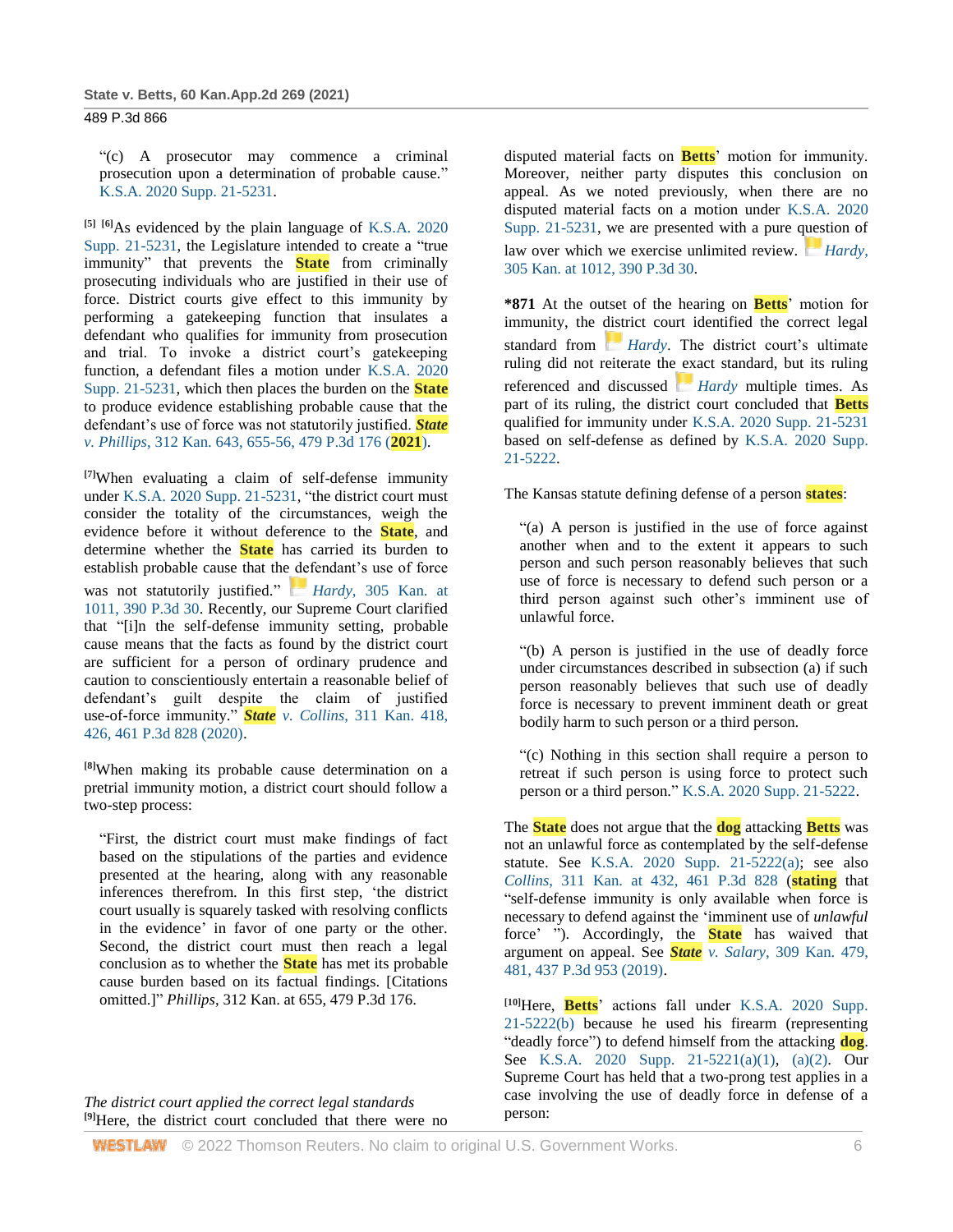"(c) A prosecutor may commence a criminal prosecution upon a determination of probable cause." K.S.A. 2020 Supp. 21-5231.

[5] [6]As evidenced by the plain language of K.S.A. 2020 Supp. 21-5231, the Legislature intended to create a "true immunity" that prevents the State from criminally prosecuting individuals who are justified in their use of force. District courts give effect to this immunity by performing a gatekeeping function that insulates a defendant who qualifies for immunity from prosecution and trial. To invoke a district court's gatekeeping function, a defendant files a motion under K.S.A. 2020 Supp. 21-5231, which then places the burden on the State to produce evidence establishing probable cause that the defendant's use of force was not statutorily justified. *State v. Phillips*, 312 Kan. 643, 655-56, 479 P.3d 176 (2021).

[7]When evaluating a claim of self-defense immunity under K.S.A. 2020 Supp. 21-5231, "the district court must consider the totality of the circumstances, weigh the evidence before it without deference to the State, and determine whether the State has carried its burden to establish probable cause that the defendant's use of force was not statutorily justified." *Hardy*, 305 Kan. at 1011, 390 P.3d 30. Recently, our Supreme Court clarified that "[i]n the self-defense immunity setting, probable cause means that the facts as found by the district court are sufficient for a person of ordinary prudence and caution to conscientiously entertain a reasonable belief of defendant's guilt despite the claim of justified use-of-force immunity." *State v. Collins*, 311 Kan. 418, 426, 461 P.3d 828 (2020).

[8]When making its probable cause determination on a pretrial immunity motion, a district court should follow a two-step process:

"First, the district court must make findings of fact based on the stipulations of the parties and evidence presented at the hearing, along with any reasonable inferences therefrom. In this first step, 'the district court usually is squarely tasked with resolving conflicts in the evidence' in favor of one party or the other. Second, the district court must then reach a legal conclusion as to whether the State has met its probable cause burden based on its factual findings. [Citations omitted.]" *Phillips*, 312 Kan. at 655, 479 P.3d 176.

*The district court applied the correct legal standards*

[9]Here, the district court concluded that there were no disputed material facts on Betts' motion for immunity. Moreover, neither party disputes this conclusion on appeal. As we noted previously, when there are no disputed material facts on a motion under K.S.A. 2020 Supp. 21-5231, we are presented with a pure question of law over which we exercise unlimited review. *Hardy*, 305 Kan. at 1012, 390 P.3d 30.

**\*871** At the outset of the hearing on Betts' motion for immunity, the district court identified the correct legal standard from *Hardy*. The district court's ultimate ruling did not reiterate the exact standard, but its ruling referenced and discussed *Hardy* multiple times. As part of its ruling, the district court concluded that Betts qualified for immunity under K.S.A. 2020 Supp. 21-5231 based on self-defense as defined by K.S.A. 2020 Supp. 21-5222.

The Kansas statute defining defense of a person states:

"(a) A person is justified in the use of force against another when and to the extent it appears to such person and such person reasonably believes that such use of force is necessary to defend such person or a third person against such other's imminent use of unlawful force.

"(b) A person is justified in the use of deadly force under circumstances described in subsection (a) if such person reasonably believes that such use of deadly force is necessary to prevent imminent death or great bodily harm to such person or a third person.

"(c) Nothing in this section shall require a person to retreat if such person is using force to protect such person or a third person." K.S.A. 2020 Supp. 21-5222.

The State does not argue that the dog attacking Betts was not an unlawful force as contemplated by the self-defense statute. See K.S.A. 2020 Supp. 21-5222(a); see also *Collins*, 311 Kan. at 432, 461 P.3d 828 (stating that "self-defense immunity is only available when force is necessary to defend against the 'imminent use of *unlawful* force' "). Accordingly, the State has waived that argument on appeal. See *State v. Salary*, 309 Kan. 479, 481, 437 P.3d 953 (2019).

[10]Here, Betts' actions fall under K.S.A. 2020 Supp. 21-5222(b) because he used his firearm (representing "deadly force") to defend himself from the attacking dog. See K.S.A. 2020 Supp. 21-5221(a)(1), (a)(2). Our Supreme Court has held that a two-prong test applies in a case involving the use of deadly force in defense of a person: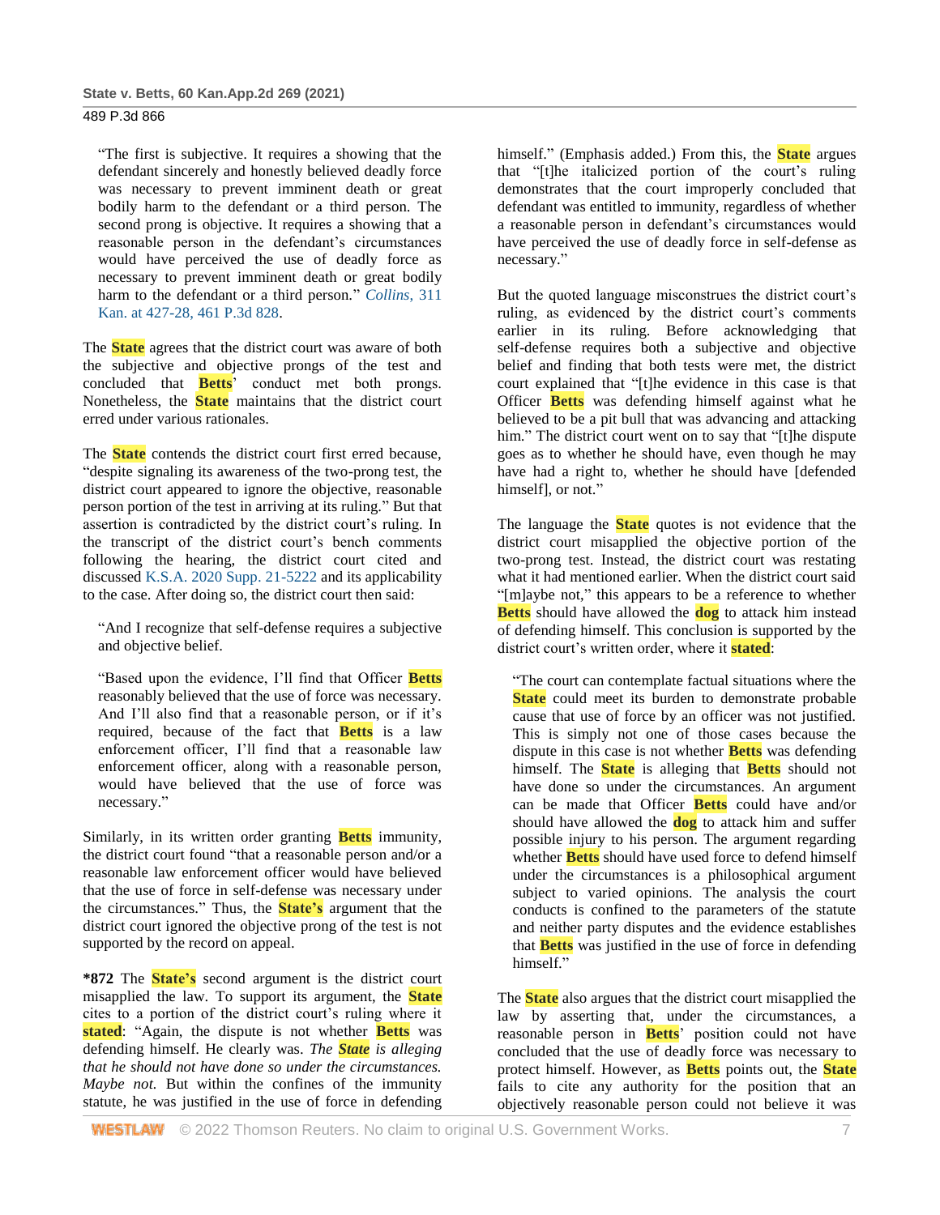"The first is subjective. It requires a showing that the defendant sincerely and honestly believed deadly force was necessary to prevent imminent death or great bodily harm to the defendant or a third person. The second prong is objective. It requires a showing that a reasonable person in the defendant's circumstances would have perceived the use of deadly force as necessary to prevent imminent death or great bodily harm to the defendant or a third person." *Collins,* 311 Kan. at 427-28, 461 P.3d 828.

The State agrees that the district court was aware of both the subjective and objective prongs of the test and concluded that Betts' conduct met both prongs. Nonetheless, the State maintains that the district court erred under various rationales.

The State contends the district court first erred because, "despite signaling its awareness of the two-prong test, the district court appeared to ignore the objective, reasonable person portion of the test in arriving at its ruling." But that assertion is contradicted by the district court's ruling. In the transcript of the district court's bench comments following the hearing, the district court cited and discussed K.S.A. 2020 Supp. 21-5222 and its applicability to the case. After doing so, the district court then said:

> "And I recognize that self-defense requires a subjective and objective belief.
>
> "Based upon the evidence, I'll find that Officer Betts reasonably believed that the use of force was necessary. And I'll also find that a reasonable person, or if it's required, because of the fact that Betts is a law enforcement officer, I'll find that a reasonable law enforcement officer, along with a reasonable person, would have believed that the use of force was necessary."

Similarly, in its written order granting Betts immunity, the district court found "that a reasonable person and/or a reasonable law enforcement officer would have believed that the use of force in self-defense was necessary under the circumstances." Thus, the State's argument that the district court ignored the objective prong of the test is not supported by the record on appeal.

**\*872** The State's second argument is the district court misapplied the law. To support its argument, the State cites to a portion of the district court's ruling where it stated: "Again, the dispute is not whether Betts was defending himself. He clearly was. *The State is alleging that he should not have done so under the circumstances. Maybe not.* But within the confines of the immunity statute, he was justified in the use of force in defending himself." (Emphasis added.) From this, the State argues that "[t]he italicized portion of the court's ruling demonstrates that the court improperly concluded that defendant was entitled to immunity, regardless of whether a reasonable person in defendant's circumstances would have perceived the use of deadly force in self-defense as necessary."

But the quoted language misconstrues the district court's ruling, as evidenced by the district court's comments earlier in its ruling. Before acknowledging that self-defense requires both a subjective and objective belief and finding that both tests were met, the district court explained that "[t]he evidence in this case is that Officer Betts was defending himself against what he believed to be a pit bull that was advancing and attacking him." The district court went on to say that "[t]he dispute goes as to whether he should have, even though he may have had a right to, whether he should have [defended himself], or not."

The language the State quotes is not evidence that the district court misapplied the objective portion of the two-prong test. Instead, the district court was restating what it had mentioned earlier. When the district court said "[m]aybe not," this appears to be a reference to whether Betts should have allowed the dog to attack him instead of defending himself. This conclusion is supported by the district court's written order, where it stated:

> "The court can contemplate factual situations where the State could meet its burden to demonstrate probable cause that use of force by an officer was not justified. This is simply not one of those cases because the dispute in this case is not whether Betts was defending himself. The State is alleging that Betts should not have done so under the circumstances. An argument can be made that Officer Betts could have and/or should have allowed the dog to attack him and suffer possible injury to his person. The argument regarding whether Betts should have used force to defend himself under the circumstances is a philosophical argument subject to varied opinions. The analysis the court conducts is confined to the parameters of the statute and neither party disputes and the evidence establishes that Betts was justified in the use of force in defending himself."

The State also argues that the district court misapplied the law by asserting that, under the circumstances, a reasonable person in Betts' position could not have concluded that the use of deadly force was necessary to protect himself. However, as Betts points out, the State fails to cite any authority for the position that an objectively reasonable person could not believe it was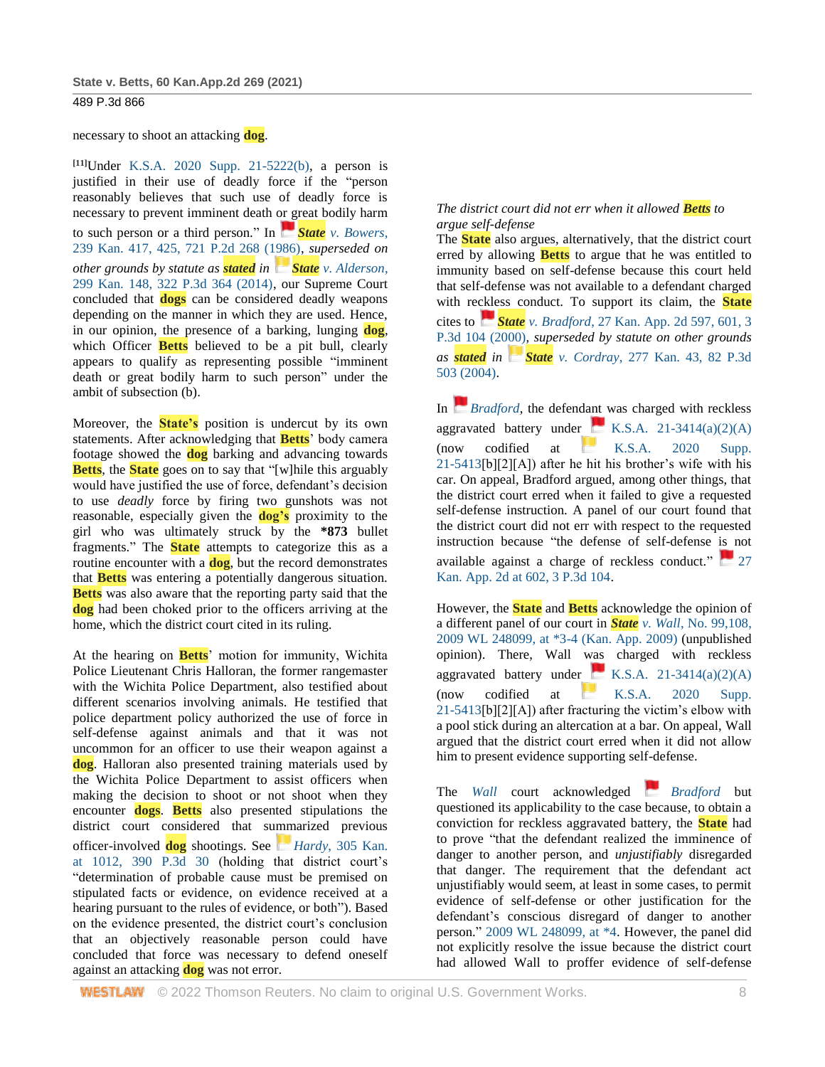necessary to shoot an attacking dog.

[11]Under K.S.A. 2020 Supp. 21-5222(b), a person is justified in their use of deadly force if the "person reasonably believes that such use of deadly force is necessary to prevent imminent death or great bodily harm to such person or a third person." In State v. Bowers, 239 Kan. 417, 425, 721 P.2d 268 (1986), *superseded on other grounds by statute as stated in* State v. Alderson, 299 Kan. 148, 322 P.3d 364 (2014), our Supreme Court concluded that dogs can be considered deadly weapons depending on the manner in which they are used. Hence, in our opinion, the presence of a barking, lunging dog, which Officer Betts believed to be a pit bull, clearly appears to qualify as representing possible "imminent death or great bodily harm to such person" under the ambit of subsection (b).

Moreover, the State's position is undercut by its own statements. After acknowledging that Betts' body camera footage showed the dog barking and advancing towards Betts, the State goes on to say that "[w]hile this arguably would have justified the use of force, defendant's decision to use *deadly* force by firing two gunshots was not reasonable, especially given the dog's proximity to the girl who was ultimately struck by the **\*873** bullet fragments." The State attempts to categorize this as a routine encounter with a dog, but the record demonstrates that Betts was entering a potentially dangerous situation. Betts was also aware that the reporting party said that the dog had been choked prior to the officers arriving at the home, which the district court cited in its ruling.

At the hearing on Betts' motion for immunity, Wichita Police Lieutenant Chris Halloran, the former rangemaster with the Wichita Police Department, also testified about different scenarios involving animals. He testified that police department policy authorized the use of force in self-defense against animals and that it was not uncommon for an officer to use their weapon against a dog. Halloran also presented training materials used by the Wichita Police Department to assist officers when making the decision to shoot or not shoot when they encounter dogs. Betts also presented stipulations the district court considered that summarized previous officer-involved dog shootings. See Hardy, 305 Kan. at 1012, 390 P.3d 30 (holding that district court's "determination of probable cause must be premised on stipulated facts or evidence, on evidence received at a hearing pursuant to the rules of evidence, or both"). Based on the evidence presented, the district court's conclusion that an objectively reasonable person could have concluded that force was necessary to defend oneself against an attacking dog was not error.

*The district court did not err when it allowed Betts to argue self-defense*

The State also argues, alternatively, that the district court erred by allowing Betts to argue that he was entitled to immunity based on self-defense because this court held that self-defense was not available to a defendant charged with reckless conduct. To support its claim, the State cites to State v. Bradford, 27 Kan. App. 2d 597, 601, 3 P.3d 104 (2000), *superseded by statute on other grounds as stated in* State v. Cordray, 277 Kan. 43, 82 P.3d 503 (2004).

In Bradford, the defendant was charged with reckless aggravated battery under K.S.A. 21-3414(a)(2)(A) (now codified at K.S.A. 2020 Supp. 21-5413[b][2][A]) after he hit his brother's wife with his car. On appeal, Bradford argued, among other things, that the district court erred when it failed to give a requested self-defense instruction. A panel of our court found that the district court did not err with respect to the requested instruction because "the defense of self-defense is not available against a charge of reckless conduct." 27 Kan. App. 2d at 602, 3 P.3d 104.

However, the State and Betts acknowledge the opinion of a different panel of our court in State v. Wall, No. 99,108, 2009 WL 248099, at \*3-4 (Kan. App. 2009) (unpublished opinion). There, Wall was charged with reckless aggravated battery under K.S.A. 21-3414(a)(2)(A) (now codified at K.S.A. 2020 Supp. 21-5413[b][2][A]) after fracturing the victim's elbow with a pool stick during an altercation at a bar. On appeal, Wall argued that the district court erred when it did not allow him to present evidence supporting self-defense.

The Wall court acknowledged Bradford but questioned its applicability to the case because, to obtain a conviction for reckless aggravated battery, the State had to prove "that the defendant realized the imminence of danger to another person, and *unjustifiably* disregarded that danger. The requirement that the defendant act unjustifiably would seem, at least in some cases, to permit evidence of self-defense or other justification for the defendant's conscious disregard of danger to another person." 2009 WL 248099, at \*4. However, the panel did not explicitly resolve the issue because the district court had allowed Wall to proffer evidence of self-defense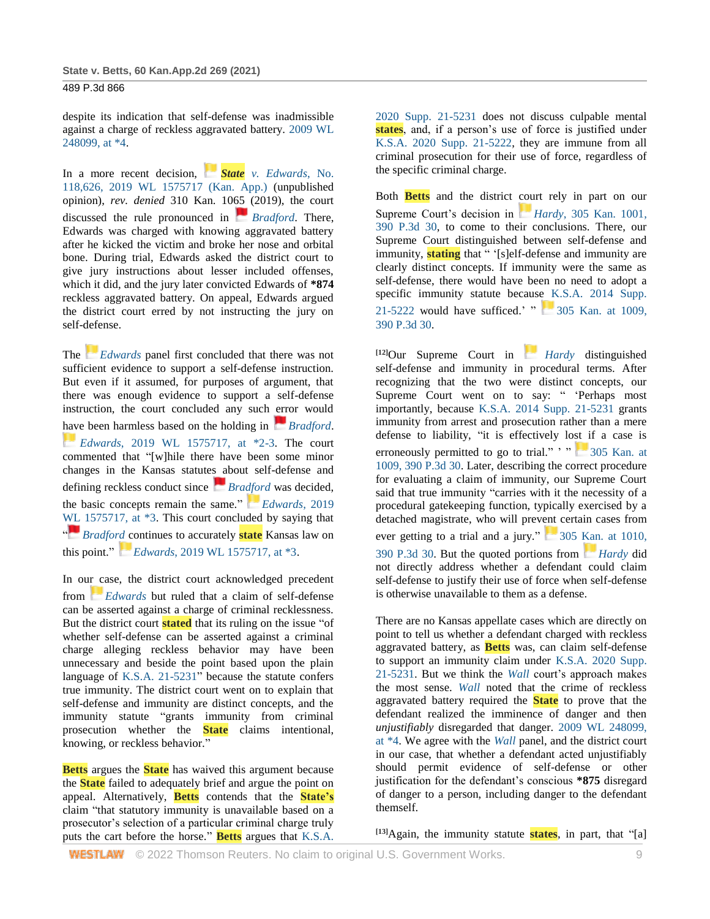despite its indication that self-defense was inadmissible against a charge of reckless aggravated battery. 2009 WL 248099, at *4.

In a more recent decision, *State v. Edwards,* No. 118,626, 2019 WL 1575717 (Kan. App.) (unpublished opinion), *rev. denied* 310 Kan. 1065 (2019), the court discussed the rule pronounced in *Bradford*. There, Edwards was charged with knowing aggravated battery after he kicked the victim and broke her nose and orbital bone. During trial, Edwards asked the district court to give jury instructions about lesser included offenses, which it did, and the jury later convicted Edwards of **\*874** reckless aggravated battery. On appeal, Edwards argued the district court erred by not instructing the jury on self-defense.

The *Edwards* panel first concluded that there was not sufficient evidence to support a self-defense instruction. But even if it assumed, for purposes of argument, that there was enough evidence to support a self-defense instruction, the court concluded any such error would have been harmless based on the holding in *Bradford*. *Edwards,* 2019 WL 1575717, at *2-3. The court commented that "[w]hile there have been some minor changes in the Kansas statutes about self-defense and defining reckless conduct since *Bradford* was decided, the basic concepts remain the same." *Edwards,* 2019 WL 1575717, at *3. This court concluded by saying that "*Bradford* continues to accurately state Kansas law on this point." *Edwards,* 2019 WL 1575717, at *3.

In our case, the district court acknowledged precedent from *Edwards* but ruled that a claim of self-defense can be asserted against a charge of criminal recklessness. But the district court stated that its ruling on the issue "of whether self-defense can be asserted against a criminal charge alleging reckless behavior may have been unnecessary and beside the point based upon the plain language of K.S.A. 21-5231" because the statute confers true immunity. The district court went on to explain that self-defense and immunity are distinct concepts, and the immunity statute "grants immunity from criminal prosecution whether the State claims intentional, knowing, or reckless behavior."

Betts argues the State has waived this argument because the State failed to adequately brief and argue the point on appeal. Alternatively, Betts contends that the State's claim "that statutory immunity is unavailable based on a prosecutor's selection of a particular criminal charge truly puts the cart before the horse." Betts argues that K.S.A. 2020 Supp. 21-5231 does not discuss culpable mental states, and, if a person's use of force is justified under K.S.A. 2020 Supp. 21-5222, they are immune from all criminal prosecution for their use of force, regardless of the specific criminal charge.

Both Betts and the district court rely in part on our Supreme Court's decision in *Hardy,* 305 Kan. 1001, 390 P.3d 30, to come to their conclusions. There, our Supreme Court distinguished between self-defense and immunity, stating that " '[s]elf-defense and immunity are clearly distinct concepts. If immunity were the same as self-defense, there would have been no need to adopt a specific immunity statute because K.S.A. 2014 Supp. 21-5222 would have sufficed.' " 305 Kan. at 1009, 390 P.3d 30.

[12]Our Supreme Court in *Hardy* distinguished self-defense and immunity in procedural terms. After recognizing that the two were distinct concepts, our Supreme Court went on to say: " 'Perhaps most importantly, because K.S.A. 2014 Supp. 21-5231 grants immunity from arrest and prosecution rather than a mere defense to liability, "it is effectively lost if a case is erroneously permitted to go to trial." ' " 305 Kan. at 1009, 390 P.3d 30. Later, describing the correct procedure for evaluating a claim of immunity, our Supreme Court said that true immunity "carries with it the necessity of a procedural gatekeeping function, typically exercised by a detached magistrate, who will prevent certain cases from ever getting to a trial and a jury." 305 Kan. at 1010, 390 P.3d 30. But the quoted portions from *Hardy* did not directly address whether a defendant could claim self-defense to justify their use of force when self-defense is otherwise unavailable to them as a defense.

There are no Kansas appellate cases which are directly on point to tell us whether a defendant charged with reckless aggravated battery, as Betts was, can claim self-defense to support an immunity claim under K.S.A. 2020 Supp. 21-5231. But we think the *Wall* court's approach makes the most sense. *Wall* noted that the crime of reckless aggravated battery required the State to prove that the defendant realized the imminence of danger and then *unjustifiably* disregarded that danger. 2009 WL 248099, at *4. We agree with the *Wall* panel, and the district court in our case, that whether a defendant acted unjustifiably should permit evidence of self-defense or other justification for the defendant's conscious **\*875** disregard of danger to a person, including danger to the defendant themself.

[13]Again, the immunity statute states, in part, that "[a]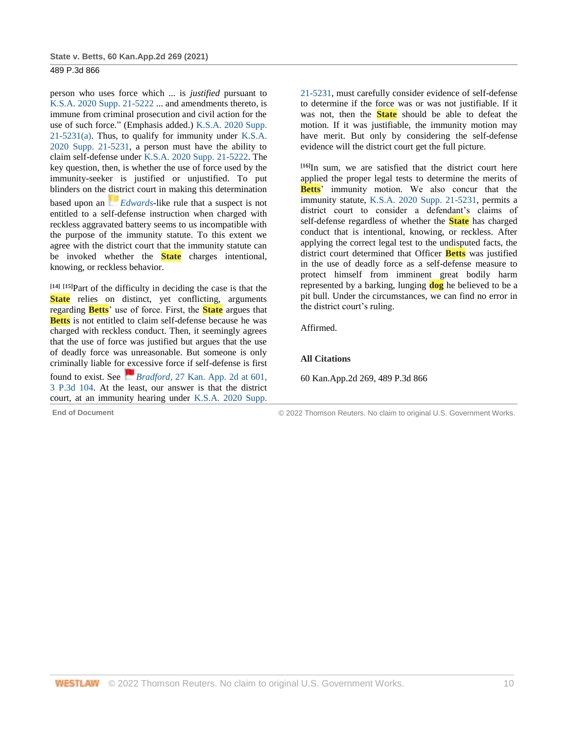person who uses force which ... is *justified* pursuant to K.S.A. 2020 Supp. 21-5222 ... and amendments thereto, is immune from criminal prosecution and civil action for the use of such force." (Emphasis added.) K.S.A. 2020 Supp. 21-5231(a). Thus, to qualify for immunity under K.S.A. 2020 Supp. 21-5231, a person must have the ability to claim self-defense under K.S.A. 2020 Supp. 21-5222. The key question, then, is whether the use of force used by the immunity-seeker is justified or unjustified. To put blinders on the district court in making this determination based upon an *Edwards*-like rule that a suspect is not entitled to a self-defense instruction when charged with reckless aggravated battery seems to us incompatible with the purpose of the immunity statute. To this extent we agree with the district court that the immunity statute can be invoked whether the State charges intentional, knowing, or reckless behavior.

[14] [15]Part of the difficulty in deciding the case is that the State relies on distinct, yet conflicting, arguments regarding Betts' use of force. First, the State argues that Betts is not entitled to claim self-defense because he was charged with reckless conduct. Then, it seemingly agrees that the use of force was justified but argues that the use of deadly force was unreasonable. But someone is only criminally liable for excessive force if self-defense is first found to exist. See *Bradford*, 27 Kan. App. 2d at 601, 3 P.3d 104. At the least, our answer is that the district court, at an immunity hearing under K.S.A. 2020 Supp. 21-5231, must carefully consider evidence of self-defense to determine if the force was or was not justifiable. If it was not, then the State should be able to defeat the motion. If it was justifiable, the immunity motion may have merit. But only by considering the self-defense evidence will the district court get the full picture.

[16]In sum, we are satisfied that the district court here applied the proper legal tests to determine the merits of Betts' immunity motion. We also concur that the immunity statute, K.S.A. 2020 Supp. 21-5231, permits a district court to consider a defendant's claims of self-defense regardless of whether the State has charged conduct that is intentional, knowing, or reckless. After applying the correct legal test to the undisputed facts, the district court determined that Officer Betts was justified in the use of deadly force as a self-defense measure to protect himself from imminent great bodily harm represented by a barking, lunging dog he believed to be a pit bull. Under the circumstances, we can find no error in the district court's ruling.

Affirmed.

**All Citations**

60 Kan.App.2d 269, 489 P.3d 866

**End of Document**